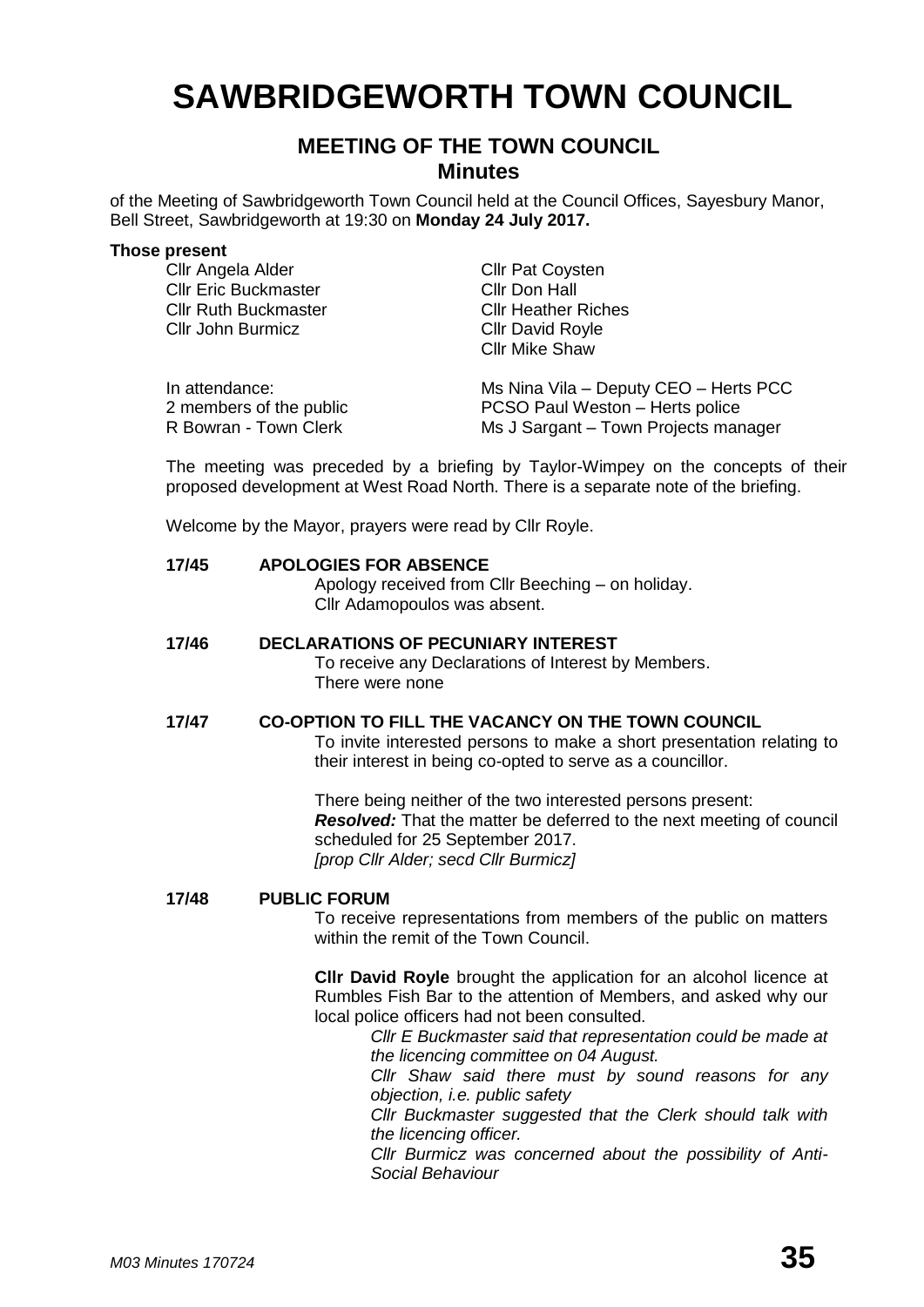# SAWBRIDGEWORTH TOWN COUNCIL

## MEETING OF THE TOWN COUNCIL
### Minutes

of the Meeting of Sawbridgeworth Town Council held at the Council Offices, Sayesbury Manor, Bell Street, Sawbridgeworth at 19:30 on **Monday 24 July 2017.**

**Those present**

Cllr Angela Alder
Cllr Eric Buckmaster
Cllr Ruth Buckmaster
Cllr John Burmicz
Cllr Pat Coysten
Cllr Don Hall
Cllr Heather Riches
Cllr David Royle
Cllr Mike Shaw

In attendance:
2 members of the public
R Bowran - Town Clerk
Ms Nina Vila – Deputy CEO – Herts PCC
PCSO Paul Weston – Herts police
Ms J Sargant – Town Projects manager

The meeting was preceded by a briefing by Taylor-Wimpey on the concepts of their proposed development at West Road North. There is a separate note of the briefing.

Welcome by the Mayor, prayers were read by Cllr Royle.

**17/45 APOLOGIES FOR ABSENCE**

Apology received from Cllr Beeching – on holiday.
Cllr Adamopoulos was absent.

**17/46 DECLARATIONS OF PECUNIARY INTEREST**

To receive any Declarations of Interest by Members.
There were none

**17/47 CO-OPTION TO FILL THE VACANCY ON THE TOWN COUNCIL**

To invite interested persons to make a short presentation relating to their interest in being co-opted to serve as a councillor.

There being neither of the two interested persons present:
***Resolved:*** That the matter be deferred to the next meeting of council scheduled for 25 September 2017.
*[prop Cllr Alder; secd Cllr Burmicz]*

**17/48 PUBLIC FORUM**

To receive representations from members of the public on matters within the remit of the Town Council.

**Cllr David Royle** brought the application for an alcohol licence at Rumbles Fish Bar to the attention of Members, and asked why our local police officers had not been consulted.

*Cllr E Buckmaster said that representation could be made at the licencing committee on 04 August.*

*Cllr Shaw said there must by sound reasons for any objection, i.e. public safety*

*Cllr Buckmaster suggested that the Clerk should talk with the licencing officer.*

*Cllr Burmicz was concerned about the possibility of Anti-Social Behaviour*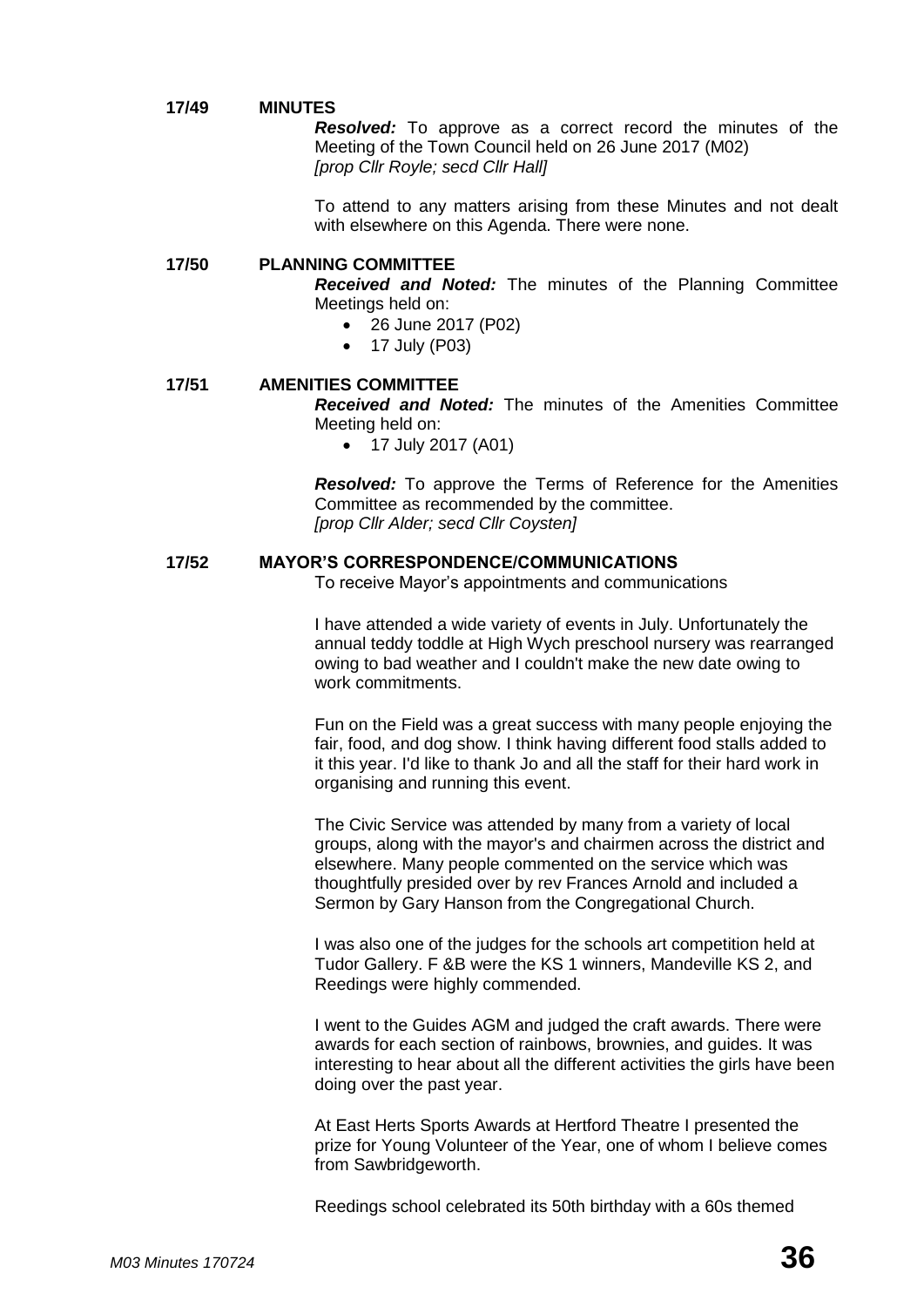**17/49 MINUTES**

***Resolved:*** To approve as a correct record the minutes of the Meeting of the Town Council held on 26 June 2017 (M02)
*[prop Cllr Royle; secd Cllr Hall]*

To attend to any matters arising from these Minutes and not dealt with elsewhere on this Agenda. There were none.

**17/50 PLANNING COMMITTEE**

***Received and Noted:*** The minutes of the Planning Committee Meetings held on:

- 26 June 2017 (P02)
- 17 July (P03)

**17/51 AMENITIES COMMITTEE**

***Received and Noted:*** The minutes of the Amenities Committee Meeting held on:

- 17 July 2017 (A01)

***Resolved:*** To approve the Terms of Reference for the Amenities Committee as recommended by the committee.
*[prop Cllr Alder; secd Cllr Coysten]*

**17/52 MAYOR'S CORRESPONDENCE/COMMUNICATIONS**

To receive Mayor's appointments and communications

I have attended a wide variety of events in July. Unfortunately the annual teddy toddle at High Wych preschool nursery was rearranged owing to bad weather and I couldn't make the new date owing to work commitments.

Fun on the Field was a great success with many people enjoying the fair, food, and dog show. I think having different food stalls added to it this year. I'd like to thank Jo and all the staff for their hard work in organising and running this event.

The Civic Service was attended by many from a variety of local groups, along with the mayor's and chairmen across the district and elsewhere. Many people commented on the service which was thoughtfully presided over by rev Frances Arnold and included a Sermon by Gary Hanson from the Congregational Church.

I was also one of the judges for the schools art competition held at Tudor Gallery. F &B were the KS 1 winners, Mandeville KS 2, and Reedings were highly commended.

I went to the Guides AGM and judged the craft awards. There were awards for each section of rainbows, brownies, and guides. It was interesting to hear about all the different activities the girls have been doing over the past year.

At East Herts Sports Awards at Hertford Theatre I presented the prize for Young Volunteer of the Year, one of whom I believe comes from Sawbridgeworth.

Reedings school celebrated its 50th birthday with a 60s themed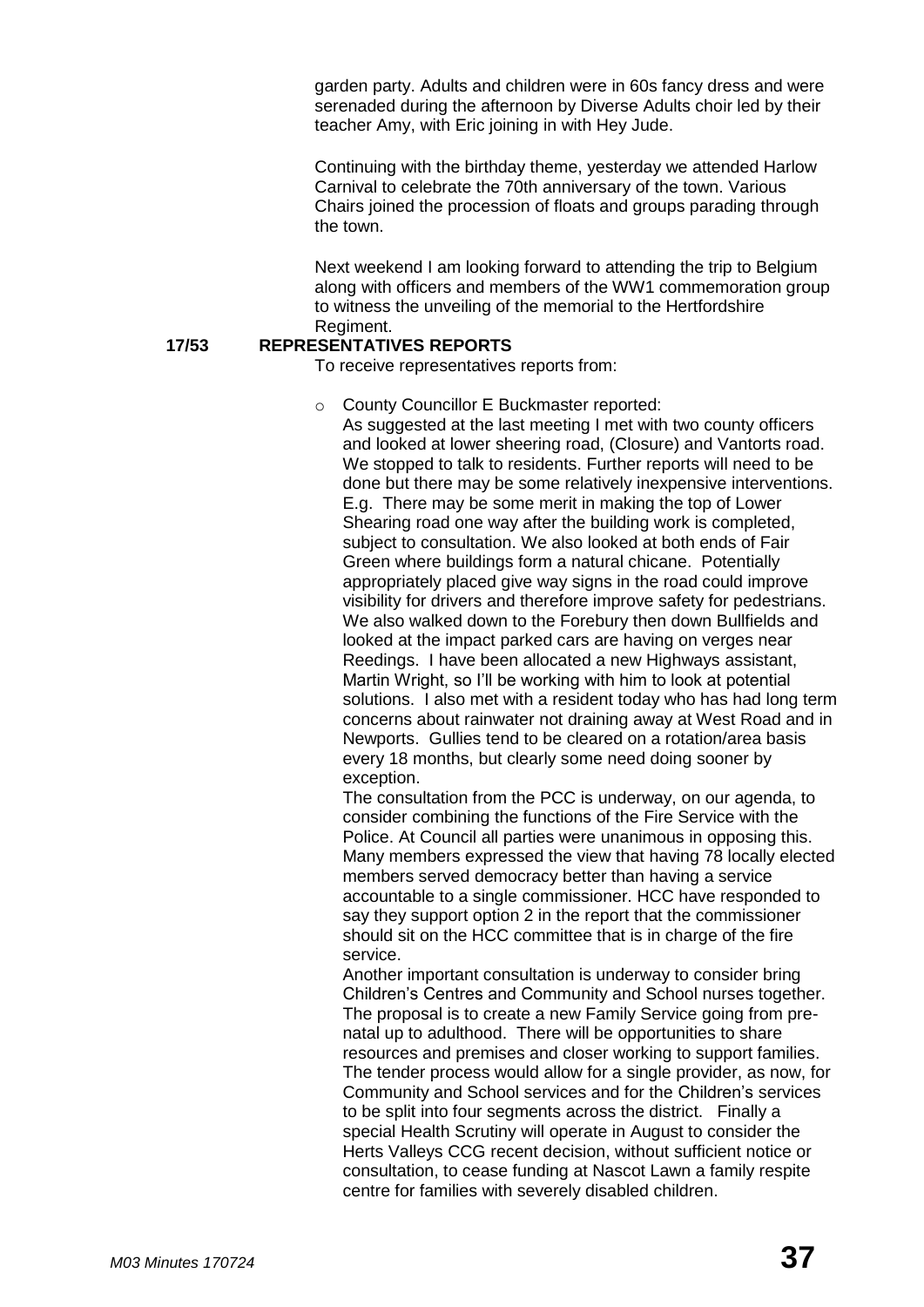garden party. Adults and children were in 60s fancy dress and were serenaded during the afternoon by Diverse Adults choir led by their teacher Amy, with Eric joining in with Hey Jude.

Continuing with the birthday theme, yesterday we attended Harlow Carnival to celebrate the 70th anniversary of the town. Various Chairs joined the procession of floats and groups parading through the town.

Next weekend I am looking forward to attending the trip to Belgium along with officers and members of the WW1 commemoration group to witness the unveiling of the memorial to the Hertfordshire Regiment.

**17/53 REPRESENTATIVES REPORTS**

To receive representatives reports from:

- County Councillor E Buckmaster reported:
  As suggested at the last meeting I met with two county officers and looked at lower sheering road, (Closure) and Vantorts road. We stopped to talk to residents. Further reports will need to be done but there may be some relatively inexpensive interventions. E.g. There may be some merit in making the top of Lower Shearing road one way after the building work is completed, subject to consultation. We also looked at both ends of Fair Green where buildings form a natural chicane. Potentially appropriately placed give way signs in the road could improve visibility for drivers and therefore improve safety for pedestrians. We also walked down to the Forebury then down Bullfields and looked at the impact parked cars are having on verges near Reedings. I have been allocated a new Highways assistant, Martin Wright, so I'll be working with him to look at potential solutions. I also met with a resident today who has had long term concerns about rainwater not draining away at West Road and in Newports. Gullies tend to be cleared on a rotation/area basis every 18 months, but clearly some need doing sooner by exception.
  The consultation from the PCC is underway, on our agenda, to consider combining the functions of the Fire Service with the Police. At Council all parties were unanimous in opposing this. Many members expressed the view that having 78 locally elected members served democracy better than having a service accountable to a single commissioner. HCC have responded to say they support option 2 in the report that the commissioner should sit on the HCC committee that is in charge of the fire service.
  Another important consultation is underway to consider bring Children's Centres and Community and School nurses together. The proposal is to create a new Family Service going from pre-natal up to adulthood. There will be opportunities to share resources and premises and closer working to support families. The tender process would allow for a single provider, as now, for Community and School services and for the Children's services to be split into four segments across the district. Finally a special Health Scrutiny will operate in August to consider the Herts Valleys CCG recent decision, without sufficient notice or consultation, to cease funding at Nascot Lawn a family respite centre for families with severely disabled children.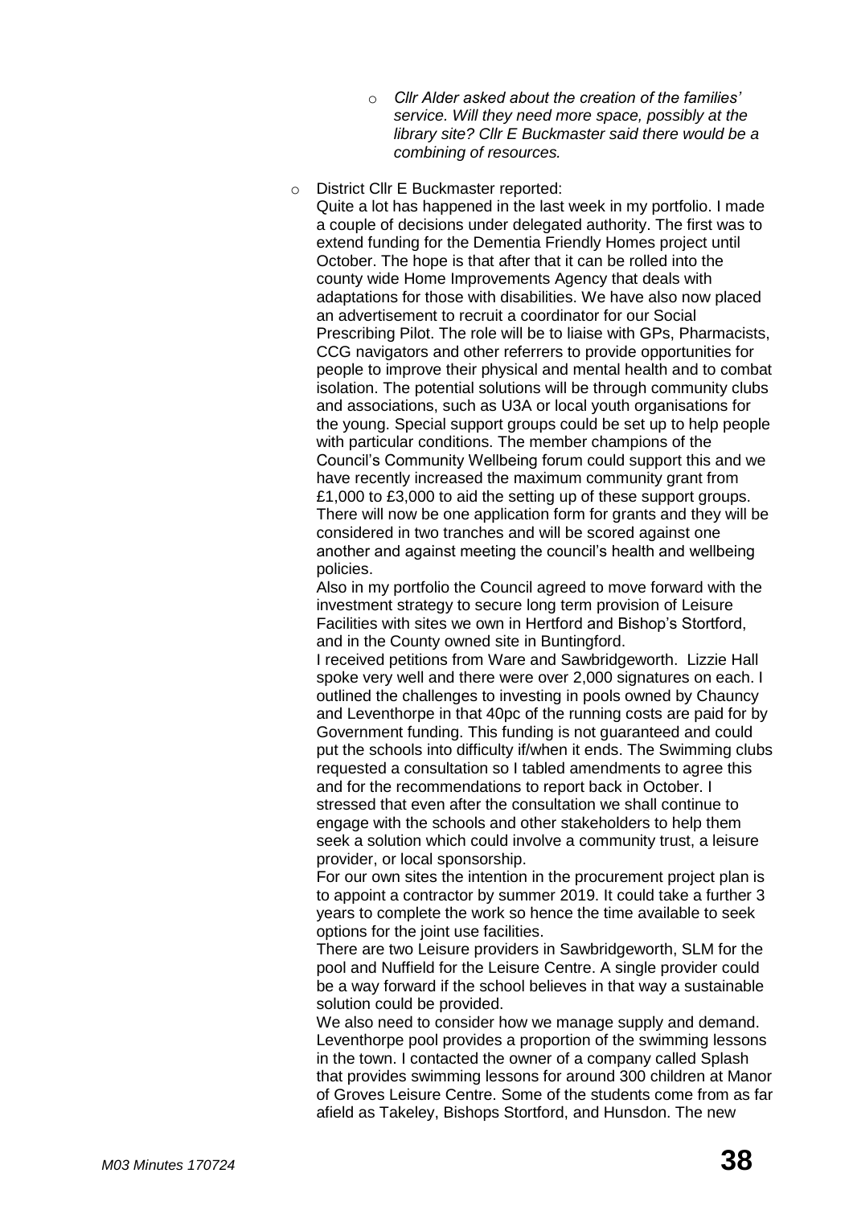- *Cllr Alder asked about the creation of the families' service. Will they need more space, possibly at the library site? Cllr E Buckmaster said there would be a combining of resources.*

- District Cllr E Buckmaster reported:
  Quite a lot has happened in the last week in my portfolio. I made a couple of decisions under delegated authority. The first was to extend funding for the Dementia Friendly Homes project until October. The hope is that after that it can be rolled into the county wide Home Improvements Agency that deals with adaptations for those with disabilities. We have also now placed an advertisement to recruit a coordinator for our Social Prescribing Pilot. The role will be to liaise with GPs, Pharmacists, CCG navigators and other referrers to provide opportunities for people to improve their physical and mental health and to combat isolation. The potential solutions will be through community clubs and associations, such as U3A or local youth organisations for the young. Special support groups could be set up to help people with particular conditions. The member champions of the Council's Community Wellbeing forum could support this and we have recently increased the maximum community grant from £1,000 to £3,000 to aid the setting up of these support groups. There will now be one application form for grants and they will be considered in two tranches and will be scored against one another and against meeting the council's health and wellbeing policies.
  Also in my portfolio the Council agreed to move forward with the investment strategy to secure long term provision of Leisure Facilities with sites we own in Hertford and Bishop's Stortford, and in the County owned site in Buntingford.
  I received petitions from Ware and Sawbridgeworth. Lizzie Hall spoke very well and there were over 2,000 signatures on each. I outlined the challenges to investing in pools owned by Chauncy and Leventhorpe in that 40pc of the running costs are paid for by Government funding. This funding is not guaranteed and could put the schools into difficulty if/when it ends. The Swimming clubs requested a consultation so I tabled amendments to agree this and for the recommendations to report back in October. I stressed that even after the consultation we shall continue to engage with the schools and other stakeholders to help them seek a solution which could involve a community trust, a leisure provider, or local sponsorship.
  For our own sites the intention in the procurement project plan is to appoint a contractor by summer 2019. It could take a further 3 years to complete the work so hence the time available to seek options for the joint use facilities.
  There are two Leisure providers in Sawbridgeworth, SLM for the pool and Nuffield for the Leisure Centre. A single provider could be a way forward if the school believes in that way a sustainable solution could be provided.
  We also need to consider how we manage supply and demand. Leventhorpe pool provides a proportion of the swimming lessons in the town. I contacted the owner of a company called Splash that provides swimming lessons for around 300 children at Manor of Groves Leisure Centre. Some of the students come from as far afield as Takeley, Bishops Stortford, and Hunsdon. The new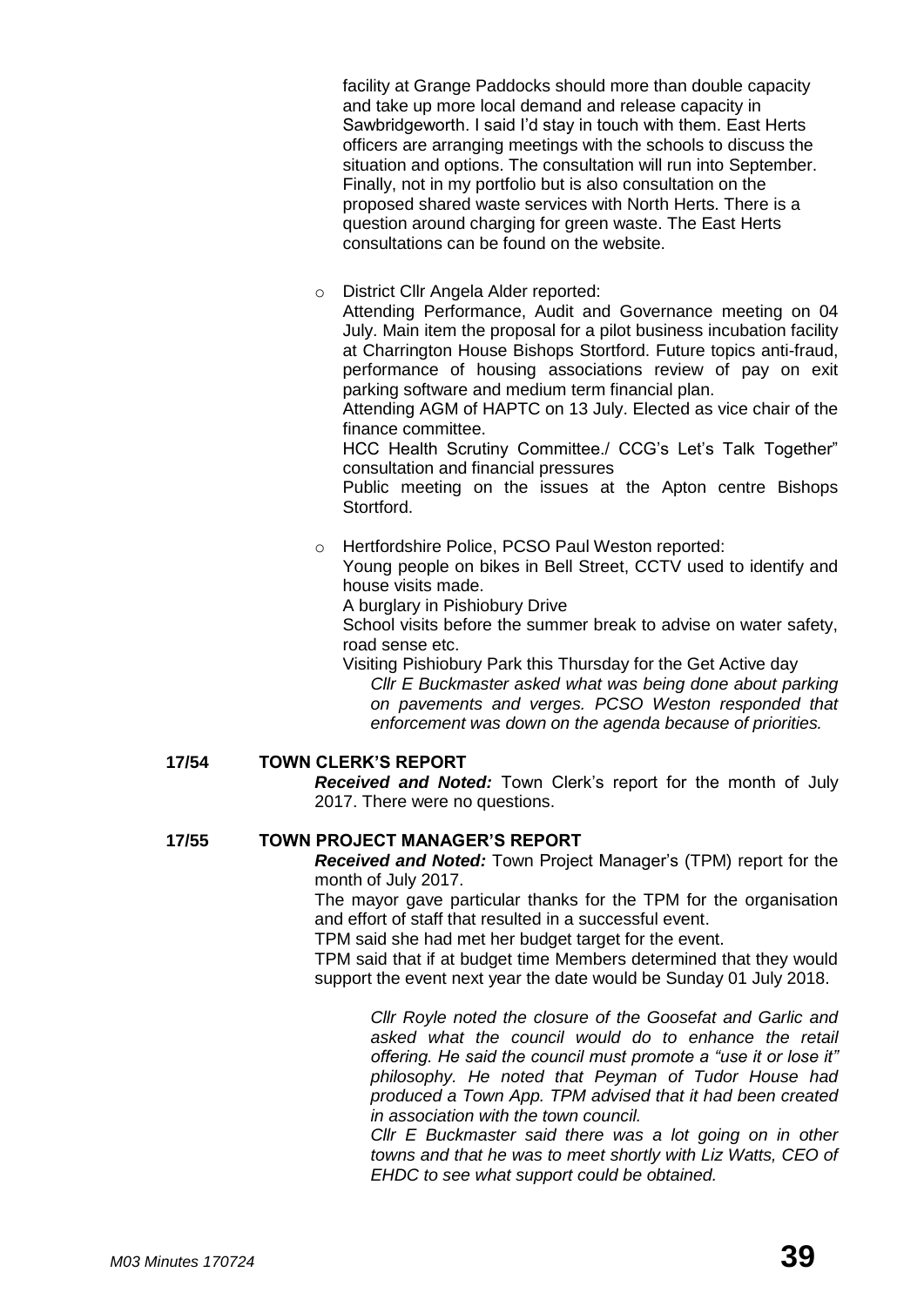facility at Grange Paddocks should more than double capacity and take up more local demand and release capacity in Sawbridgeworth. I said I'd stay in touch with them. East Herts officers are arranging meetings with the schools to discuss the situation and options. The consultation will run into September. Finally, not in my portfolio but is also consultation on the proposed shared waste services with North Herts. There is a question around charging for green waste. The East Herts consultations can be found on the website.

- District Cllr Angela Alder reported:

  Attending Performance, Audit and Governance meeting on 04 July. Main item the proposal for a pilot business incubation facility at Charrington House Bishops Stortford. Future topics anti-fraud, performance of housing associations review of pay on exit parking software and medium term financial plan.

  Attending AGM of HAPTC on 13 July. Elected as vice chair of the finance committee.

  HCC Health Scrutiny Committee./ CCG's Let's Talk Together" consultation and financial pressures

  Public meeting on the issues at the Apton centre Bishops Stortford.

- Hertfordshire Police, PCSO Paul Weston reported:

  Young people on bikes in Bell Street, CCTV used to identify and house visits made.

  A burglary in Pishiobury Drive

  School visits before the summer break to advise on water safety, road sense etc.

  Visiting Pishiobury Park this Thursday for the Get Active day

  *Cllr E Buckmaster asked what was being done about parking on pavements and verges. PCSO Weston responded that enforcement was down on the agenda because of priorities.*

**17/54 TOWN CLERK'S REPORT**

***Received and Noted:*** Town Clerk's report for the month of July 2017. There were no questions.

**17/55 TOWN PROJECT MANAGER'S REPORT**

***Received and Noted:*** Town Project Manager's (TPM) report for the month of July 2017.

The mayor gave particular thanks for the TPM for the organisation and effort of staff that resulted in a successful event.

TPM said she had met her budget target for the event.

TPM said that if at budget time Members determined that they would support the event next year the date would be Sunday 01 July 2018.

*Cllr Royle noted the closure of the Goosefat and Garlic and asked what the council would do to enhance the retail offering. He said the council must promote a "use it or lose it" philosophy. He noted that Peyman of Tudor House had produced a Town App. TPM advised that it had been created in association with the town council.*

*Cllr E Buckmaster said there was a lot going on in other towns and that he was to meet shortly with Liz Watts, CEO of EHDC to see what support could be obtained.*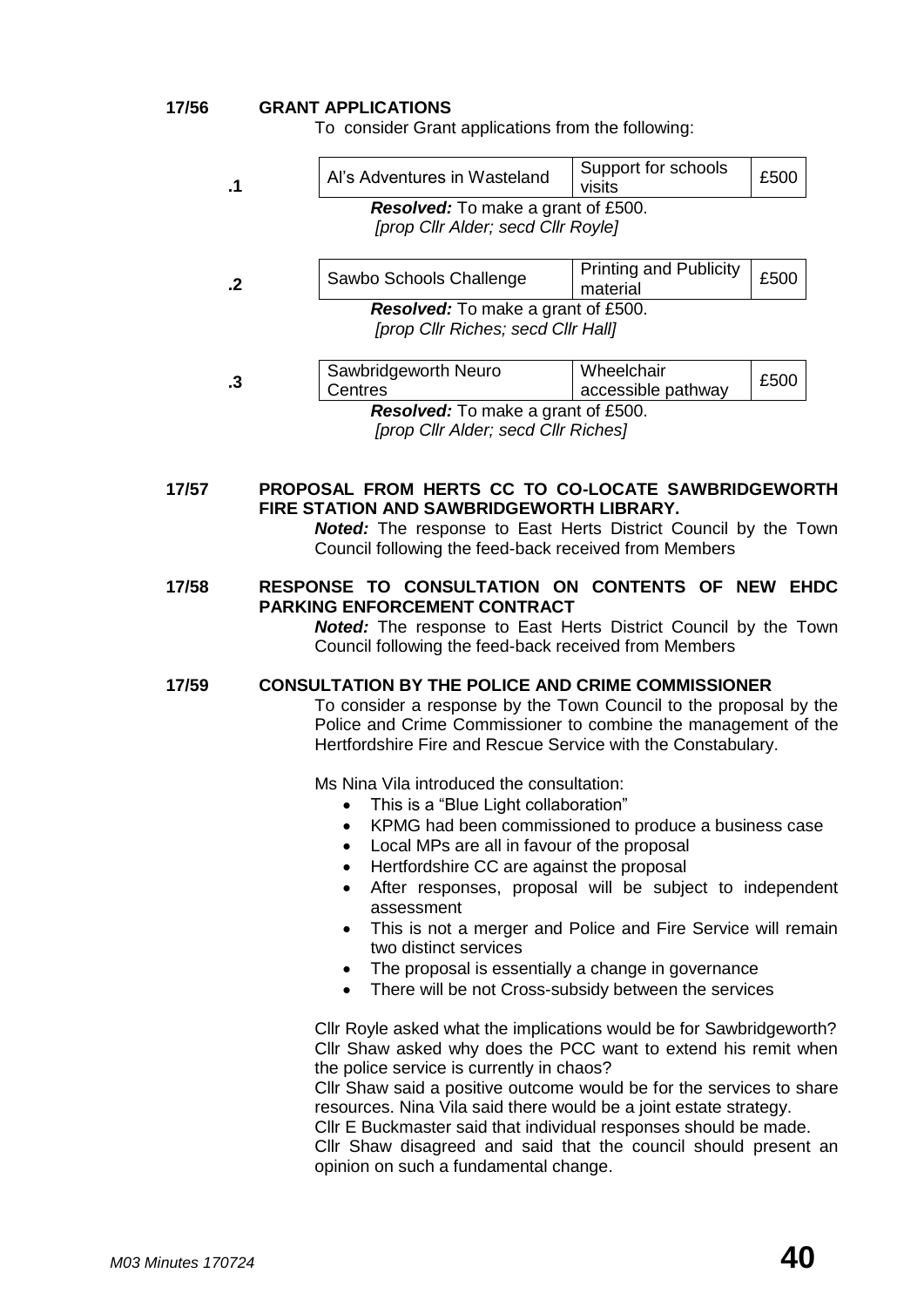**17/56 GRANT APPLICATIONS**

To consider Grant applications from the following:

**.1**

| Al's Adventures in Wasteland | Support for schools visits | £500 |
|---|---|---|

***Resolved:*** To make a grant of £500.
*[prop Cllr Alder; secd Cllr Royle]*

**.2**

| Sawbo Schools Challenge | Printing and Publicity material | £500 |
|---|---|---|

***Resolved:*** To make a grant of £500.
*[prop Cllr Riches; secd Cllr Hall]*

**.3**

| Sawbridgeworth Neuro Centres | Wheelchair accessible pathway | £500 |
|---|---|---|

***Resolved:*** To make a grant of £500.
*[prop Cllr Alder; secd Cllr Riches]*

**17/57 PROPOSAL FROM HERTS CC TO CO-LOCATE SAWBRIDGEWORTH FIRE STATION AND SAWBRIDGEWORTH LIBRARY.**

***Noted:*** The response to East Herts District Council by the Town Council following the feed-back received from Members

**17/58 RESPONSE TO CONSULTATION ON CONTENTS OF NEW EHDC PARKING ENFORCEMENT CONTRACT**

***Noted:*** The response to East Herts District Council by the Town Council following the feed-back received from Members

**17/59 CONSULTATION BY THE POLICE AND CRIME COMMISSIONER**

To consider a response by the Town Council to the proposal by the Police and Crime Commissioner to combine the management of the Hertfordshire Fire and Rescue Service with the Constabulary.

Ms Nina Vila introduced the consultation:

- This is a "Blue Light collaboration"
- KPMG had been commissioned to produce a business case
- Local MPs are all in favour of the proposal
- Hertfordshire CC are against the proposal
- After responses, proposal will be subject to independent assessment
- This is not a merger and Police and Fire Service will remain two distinct services
- The proposal is essentially a change in governance
- There will be not Cross-subsidy between the services

Cllr Royle asked what the implications would be for Sawbridgeworth?
Cllr Shaw asked why does the PCC want to extend his remit when the police service is currently in chaos?
Cllr Shaw said a positive outcome would be for the services to share resources. Nina Vila said there would be a joint estate strategy.
Cllr E Buckmaster said that individual responses should be made.
Cllr Shaw disagreed and said that the council should present an opinion on such a fundamental change.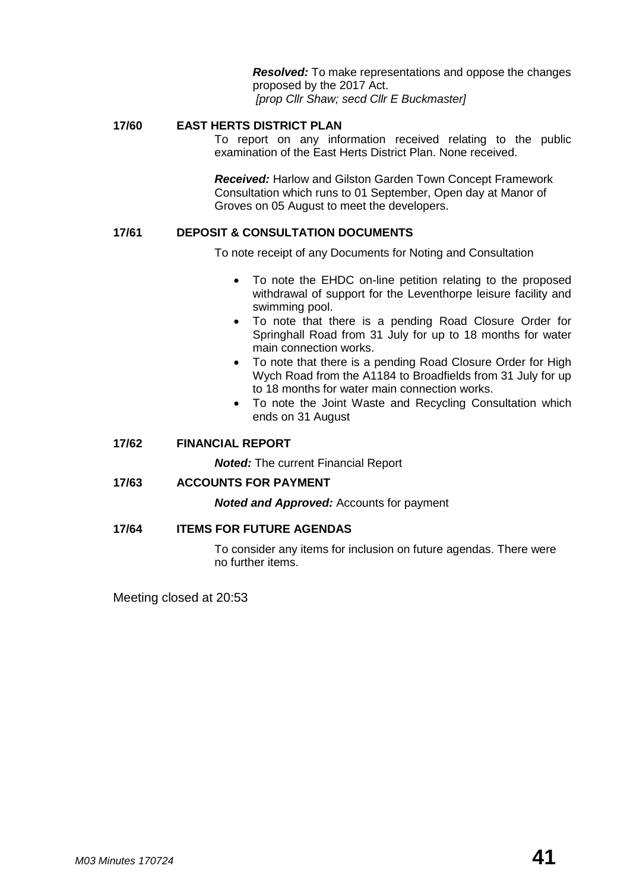***Resolved:*** To make representations and oppose the changes proposed by the 2017 Act.
*[prop Cllr Shaw; secd Cllr E Buckmaster]*

**17/60 EAST HERTS DISTRICT PLAN**

To report on any information received relating to the public examination of the East Herts District Plan. None received.

***Received:*** Harlow and Gilston Garden Town Concept Framework Consultation which runs to 01 September, Open day at Manor of Groves on 05 August to meet the developers.

**17/61 DEPOSIT & CONSULTATION DOCUMENTS**

To note receipt of any Documents for Noting and Consultation

- To note the EHDC on-line petition relating to the proposed withdrawal of support for the Leventhorpe leisure facility and swimming pool.
- To note that there is a pending Road Closure Order for Springhall Road from 31 July for up to 18 months for water main connection works.
- To note that there is a pending Road Closure Order for High Wych Road from the A1184 to Broadfields from 31 July for up to 18 months for water main connection works.
- To note the Joint Waste and Recycling Consultation which ends on 31 August

**17/62 FINANCIAL REPORT**

***Noted:*** The current Financial Report

**17/63 ACCOUNTS FOR PAYMENT**

***Noted and Approved:*** Accounts for payment

**17/64 ITEMS FOR FUTURE AGENDAS**

To consider any items for inclusion on future agendas. There were no further items.

Meeting closed at 20:53